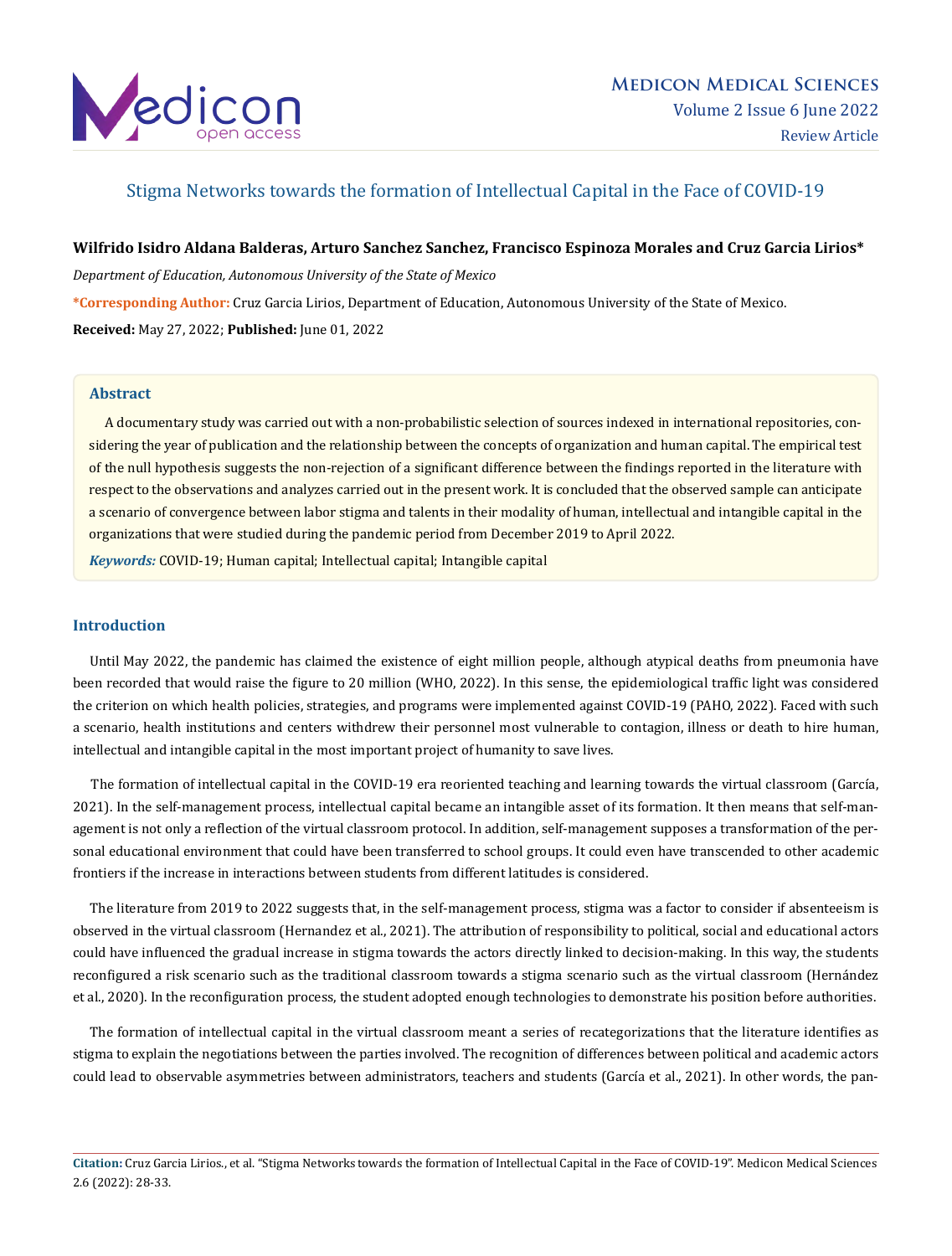# Stigma Networks towards the formation of Intellectual Capital in the Face of COVID-19

**Wilfrido Isidro Aldana Balderas, Arturo Sanchez Sanchez, Francisco Espinoza Morales and Cruz Garcia Lirios***

*Department of Education, Autonomous University of the State of Mexico*

**\*Corresponding Author:** Cruz Garcia Lirios, Department of Education, Autonomous University of the State of Mexico.

**Received:** May 27, 2022; **Published:** June 01, 2022

## Abstract

A documentary study was carried out with a non-probabilistic selection of sources indexed in international repositories, considering the year of publication and the relationship between the concepts of organization and human capital. The empirical test of the null hypothesis suggests the non-rejection of a significant difference between the findings reported in the literature with respect to the observations and analyzes carried out in the present work. It is concluded that the observed sample can anticipate a scenario of convergence between labor stigma and talents in their modality of human, intellectual and intangible capital in the organizations that were studied during the pandemic period from December 2019 to April 2022.

*Keywords:* COVID-19; Human capital; Intellectual capital; Intangible capital

## Introduction

Until May 2022, the pandemic has claimed the existence of eight million people, although atypical deaths from pneumonia have been recorded that would raise the figure to 20 million (WHO, 2022). In this sense, the epidemiological traffic light was considered the criterion on which health policies, strategies, and programs were implemented against COVID-19 (PAHO, 2022). Faced with such a scenario, health institutions and centers withdrew their personnel most vulnerable to contagion, illness or death to hire human, intellectual and intangible capital in the most important project of humanity to save lives.

The formation of intellectual capital in the COVID-19 era reoriented teaching and learning towards the virtual classroom (García, 2021). In the self-management process, intellectual capital became an intangible asset of its formation. It then means that self-management is not only a reflection of the virtual classroom protocol. In addition, self-management supposes a transformation of the personal educational environment that could have been transferred to school groups. It could even have transcended to other academic frontiers if the increase in interactions between students from different latitudes is considered.

The literature from 2019 to 2022 suggests that, in the self-management process, stigma was a factor to consider if absenteeism is observed in the virtual classroom (Hernandez et al., 2021). The attribution of responsibility to political, social and educational actors could have influenced the gradual increase in stigma towards the actors directly linked to decision-making. In this way, the students reconfigured a risk scenario such as the traditional classroom towards a stigma scenario such as the virtual classroom (Hernández et al., 2020). In the reconfiguration process, the student adopted enough technologies to demonstrate his position before authorities.

The formation of intellectual capital in the virtual classroom meant a series of recategorizations that the literature identifies as stigma to explain the negotiations between the parties involved. The recognition of differences between political and academic actors could lead to observable asymmetries between administrators, teachers and students (García et al., 2021). In other words, the pan-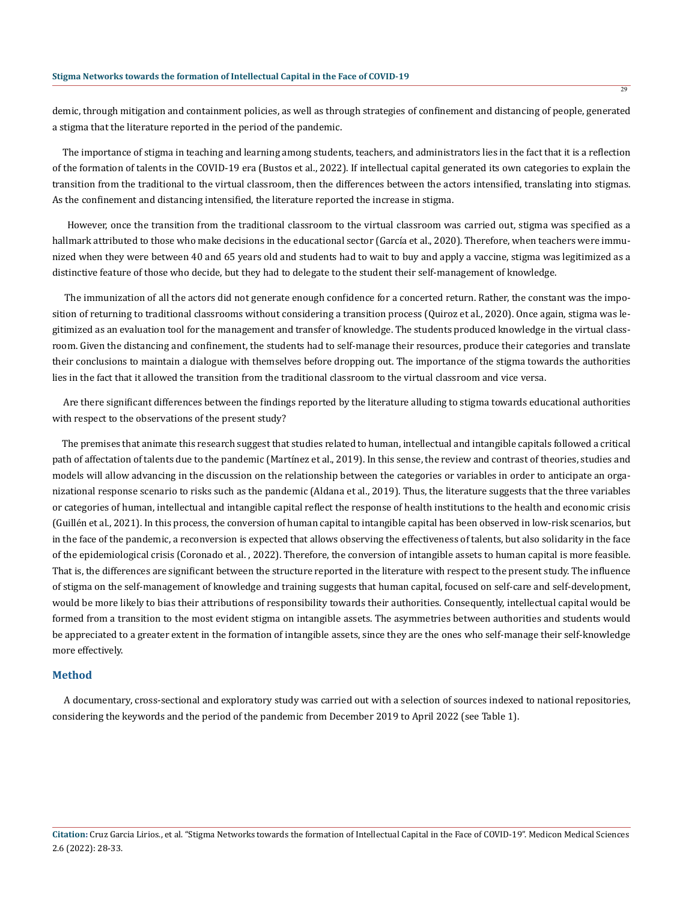demic, through mitigation and containment policies, as well as through strategies of confinement and distancing of people, generated a stigma that the literature reported in the period of the pandemic.

The importance of stigma in teaching and learning among students, teachers, and administrators lies in the fact that it is a reflection of the formation of talents in the COVID-19 era (Bustos et al., 2022). If intellectual capital generated its own categories to explain the transition from the traditional to the virtual classroom, then the differences between the actors intensified, translating into stigmas. As the confinement and distancing intensified, the literature reported the increase in stigma.

However, once the transition from the traditional classroom to the virtual classroom was carried out, stigma was specified as a hallmark attributed to those who make decisions in the educational sector (García et al., 2020). Therefore, when teachers were immunized when they were between 40 and 65 years old and students had to wait to buy and apply a vaccine, stigma was legitimized as a distinctive feature of those who decide, but they had to delegate to the student their self-management of knowledge.

The immunization of all the actors did not generate enough confidence for a concerted return. Rather, the constant was the imposition of returning to traditional classrooms without considering a transition process (Quiroz et al., 2020). Once again, stigma was legitimized as an evaluation tool for the management and transfer of knowledge. The students produced knowledge in the virtual classroom. Given the distancing and confinement, the students had to self-manage their resources, produce their categories and translate their conclusions to maintain a dialogue with themselves before dropping out. The importance of the stigma towards the authorities lies in the fact that it allowed the transition from the traditional classroom to the virtual classroom and vice versa.

Are there significant differences between the findings reported by the literature alluding to stigma towards educational authorities with respect to the observations of the present study?

The premises that animate this research suggest that studies related to human, intellectual and intangible capitals followed a critical path of affectation of talents due to the pandemic (Martínez et al., 2019). In this sense, the review and contrast of theories, studies and models will allow advancing in the discussion on the relationship between the categories or variables in order to anticipate an organizational response scenario to risks such as the pandemic (Aldana et al., 2019). Thus, the literature suggests that the three variables or categories of human, intellectual and intangible capital reflect the response of health institutions to the health and economic crisis (Guillén et al., 2021). In this process, the conversion of human capital to intangible capital has been observed in low-risk scenarios, but in the face of the pandemic, a reconversion is expected that allows observing the effectiveness of talents, but also solidarity in the face of the epidemiological crisis (Coronado et al. , 2022). Therefore, the conversion of intangible assets to human capital is more feasible. That is, the differences are significant between the structure reported in the literature with respect to the present study. The influence of stigma on the self-management of knowledge and training suggests that human capital, focused on self-care and self-development, would be more likely to bias their attributions of responsibility towards their authorities. Consequently, intellectual capital would be formed from a transition to the most evident stigma on intangible assets. The asymmetries between authorities and students would be appreciated to a greater extent in the formation of intangible assets, since they are the ones who self-manage their self-knowledge more effectively.

## Method

A documentary, cross-sectional and exploratory study was carried out with a selection of sources indexed to national repositories, considering the keywords and the period of the pandemic from December 2019 to April 2022 (see Table 1).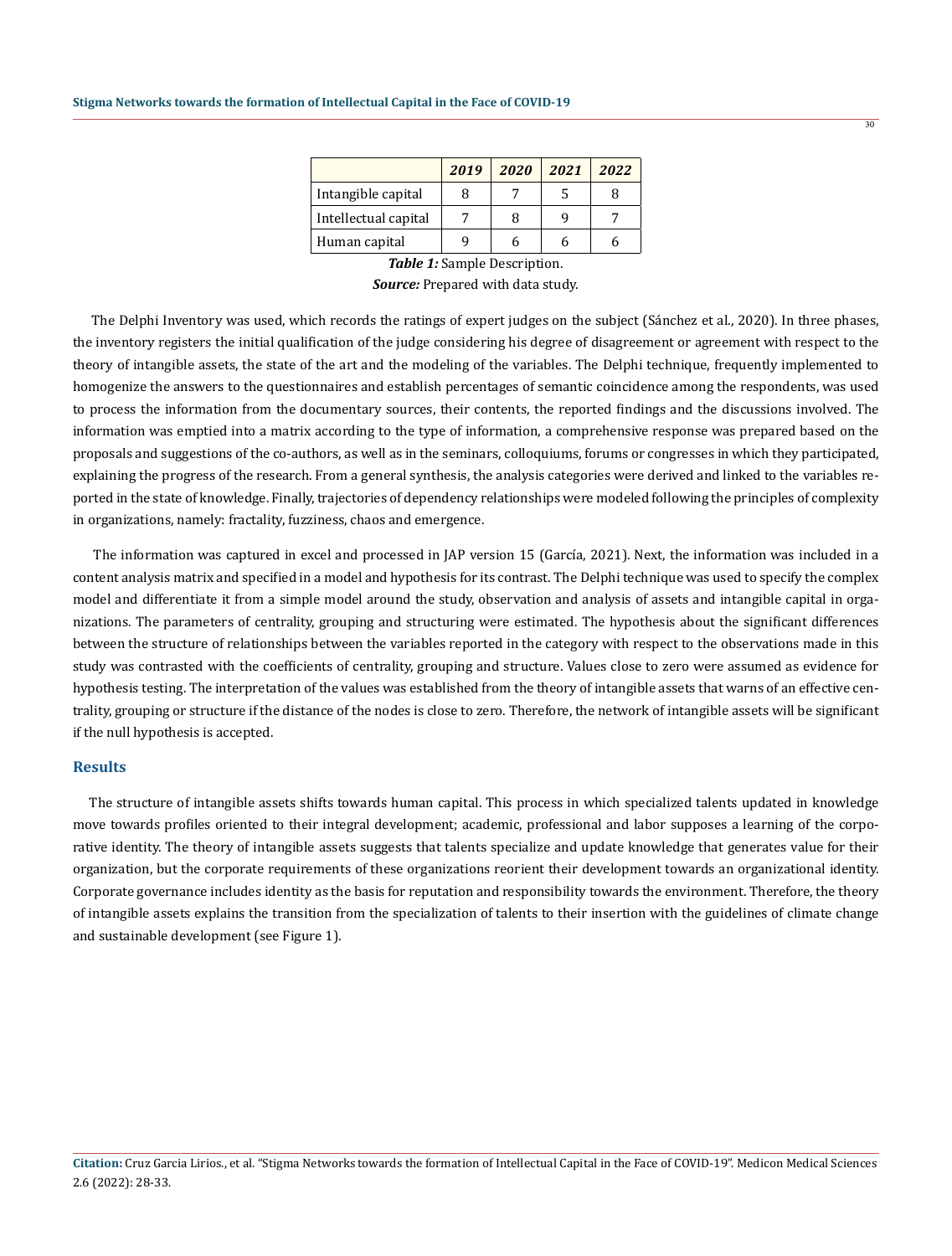| | *2019* | *2020* | *2021* | *2022* |
|---|---|---|---|---|
| Intangible capital | 8 | 7 | 5 | 8 |
| Intellectual capital | 7 | 8 | 9 | 7 |
| Human capital | 9 | 6 | 6 | 6 |

***Table 1:*** Sample Description.

***Source:*** Prepared with data study.

The Delphi Inventory was used, which records the ratings of expert judges on the subject (Sánchez et al., 2020). In three phases, the inventory registers the initial qualification of the judge considering his degree of disagreement or agreement with respect to the theory of intangible assets, the state of the art and the modeling of the variables. The Delphi technique, frequently implemented to homogenize the answers to the questionnaires and establish percentages of semantic coincidence among the respondents, was used to process the information from the documentary sources, their contents, the reported findings and the discussions involved. The information was emptied into a matrix according to the type of information, a comprehensive response was prepared based on the proposals and suggestions of the co-authors, as well as in the seminars, colloquiums, forums or congresses in which they participated, explaining the progress of the research. From a general synthesis, the analysis categories were derived and linked to the variables reported in the state of knowledge. Finally, trajectories of dependency relationships were modeled following the principles of complexity in organizations, namely: fractality, fuzziness, chaos and emergence.

The information was captured in excel and processed in JAP version 15 (García, 2021). Next, the information was included in a content analysis matrix and specified in a model and hypothesis for its contrast. The Delphi technique was used to specify the complex model and differentiate it from a simple model around the study, observation and analysis of assets and intangible capital in organizations. The parameters of centrality, grouping and structuring were estimated. The hypothesis about the significant differences between the structure of relationships between the variables reported in the category with respect to the observations made in this study was contrasted with the coefficients of centrality, grouping and structure. Values close to zero were assumed as evidence for hypothesis testing. The interpretation of the values was established from the theory of intangible assets that warns of an effective centrality, grouping or structure if the distance of the nodes is close to zero. Therefore, the network of intangible assets will be significant if the null hypothesis is accepted.

## Results

The structure of intangible assets shifts towards human capital. This process in which specialized talents updated in knowledge move towards profiles oriented to their integral development; academic, professional and labor supposes a learning of the corporative identity. The theory of intangible assets suggests that talents specialize and update knowledge that generates value for their organization, but the corporate requirements of these organizations reorient their development towards an organizational identity. Corporate governance includes identity as the basis for reputation and responsibility towards the environment. Therefore, the theory of intangible assets explains the transition from the specialization of talents to their insertion with the guidelines of climate change and sustainable development (see Figure 1).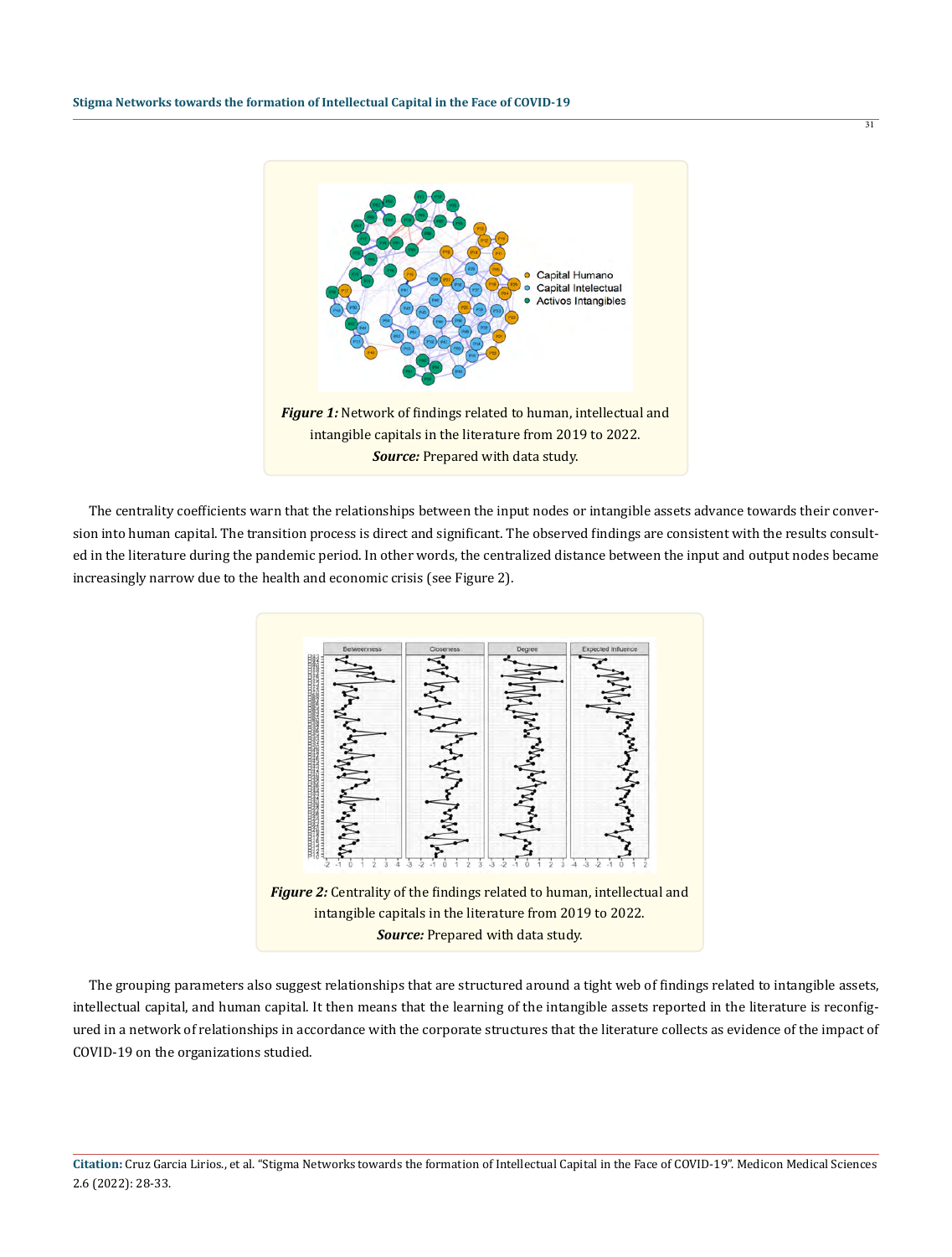*Figure 1:* Network of findings related to human, intellectual and intangible capitals in the literature from 2019 to 2022.
***Source:*** Prepared with data study.

The centrality coefficients warn that the relationships between the input nodes or intangible assets advance towards their conversion into human capital. The transition process is direct and significant. The observed findings are consistent with the results consulted in the literature during the pandemic period. In other words, the centralized distance between the input and output nodes became increasingly narrow due to the health and economic crisis (see Figure 2).

*Figure 2:* Centrality of the findings related to human, intellectual and intangible capitals in the literature from 2019 to 2022.
***Source:*** Prepared with data study.

The grouping parameters also suggest relationships that are structured around a tight web of findings related to intangible assets, intellectual capital, and human capital. It then means that the learning of the intangible assets reported in the literature is reconfigured in a network of relationships in accordance with the corporate structures that the literature collects as evidence of the impact of COVID-19 on the organizations studied.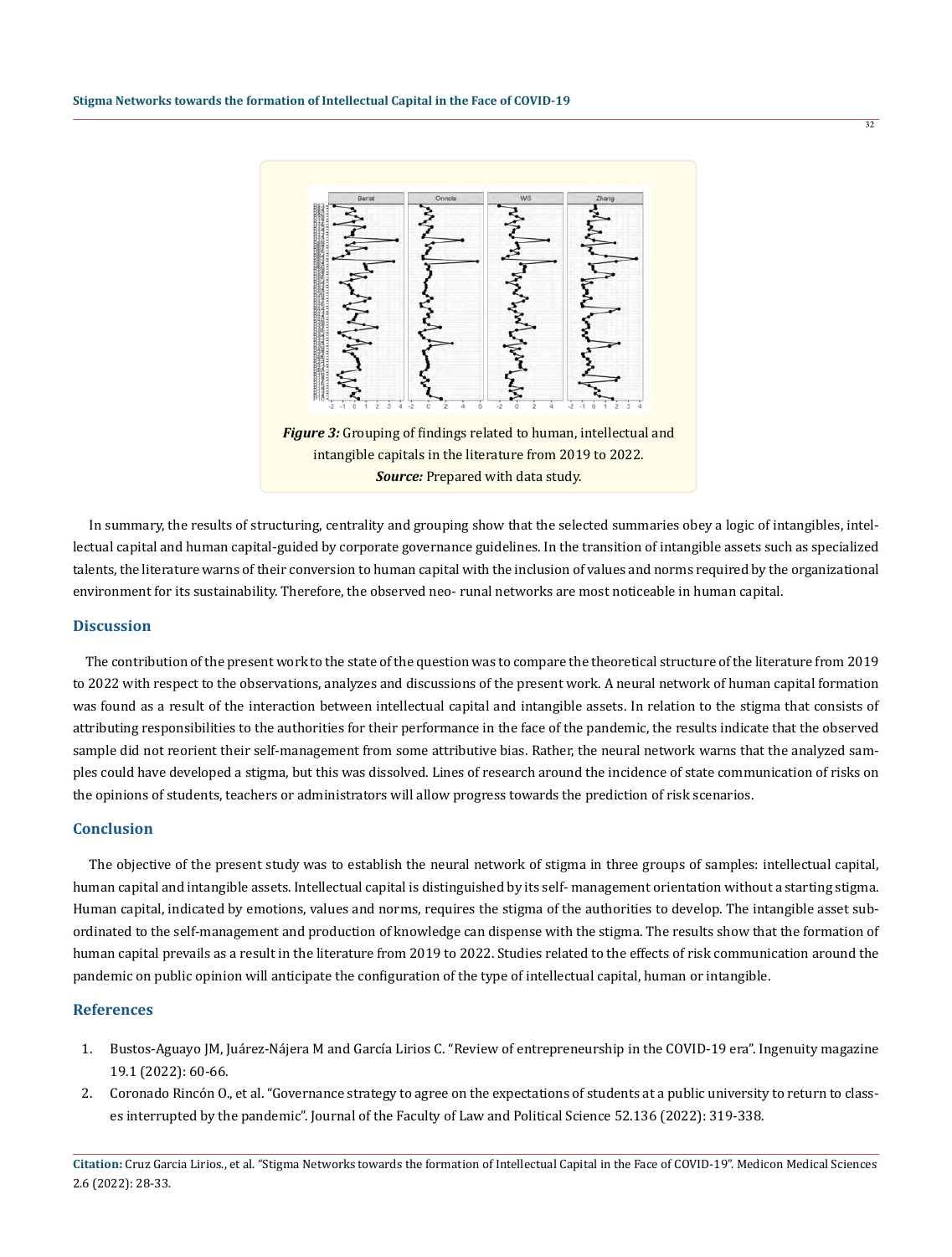*Figure 3:* Grouping of findings related to human, intellectual and intangible capitals in the literature from 2019 to 2022.
*Source:* Prepared with data study.

In summary, the results of structuring, centrality and grouping show that the selected summaries obey a logic of intangibles, intellectual capital and human capital-guided by corporate governance guidelines. In the transition of intangible assets such as specialized talents, the literature warns of their conversion to human capital with the inclusion of values and norms required by the organizational environment for its sustainability. Therefore, the observed neo- runal networks are most noticeable in human capital.

## Discussion

The contribution of the present work to the state of the question was to compare the theoretical structure of the literature from 2019 to 2022 with respect to the observations, analyzes and discussions of the present work. A neural network of human capital formation was found as a result of the interaction between intellectual capital and intangible assets. In relation to the stigma that consists of attributing responsibilities to the authorities for their performance in the face of the pandemic, the results indicate that the observed sample did not reorient their self-management from some attributive bias. Rather, the neural network warns that the analyzed samples could have developed a stigma, but this was dissolved. Lines of research around the incidence of state communication of risks on the opinions of students, teachers or administrators will allow progress towards the prediction of risk scenarios.

## Conclusion

The objective of the present study was to establish the neural network of stigma in three groups of samples: intellectual capital, human capital and intangible assets. Intellectual capital is distinguished by its self- management orientation without a starting stigma. Human capital, indicated by emotions, values and norms, requires the stigma of the authorities to develop. The intangible asset subordinated to the self-management and production of knowledge can dispense with the stigma. The results show that the formation of human capital prevails as a result in the literature from 2019 to 2022. Studies related to the effects of risk communication around the pandemic on public opinion will anticipate the configuration of the type of intellectual capital, human or intangible.

## References

1. Bustos-Aguayo JM, Juárez-Nájera M and García Lirios C. "Review of entrepreneurship in the COVID-19 era". Ingenuity magazine 19.1 (2022): 60-66.
2. Coronado Rincón O., et al. "Governance strategy to agree on the expectations of students at a public university to return to classes interrupted by the pandemic". Journal of the Faculty of Law and Political Science 52.136 (2022): 319-338.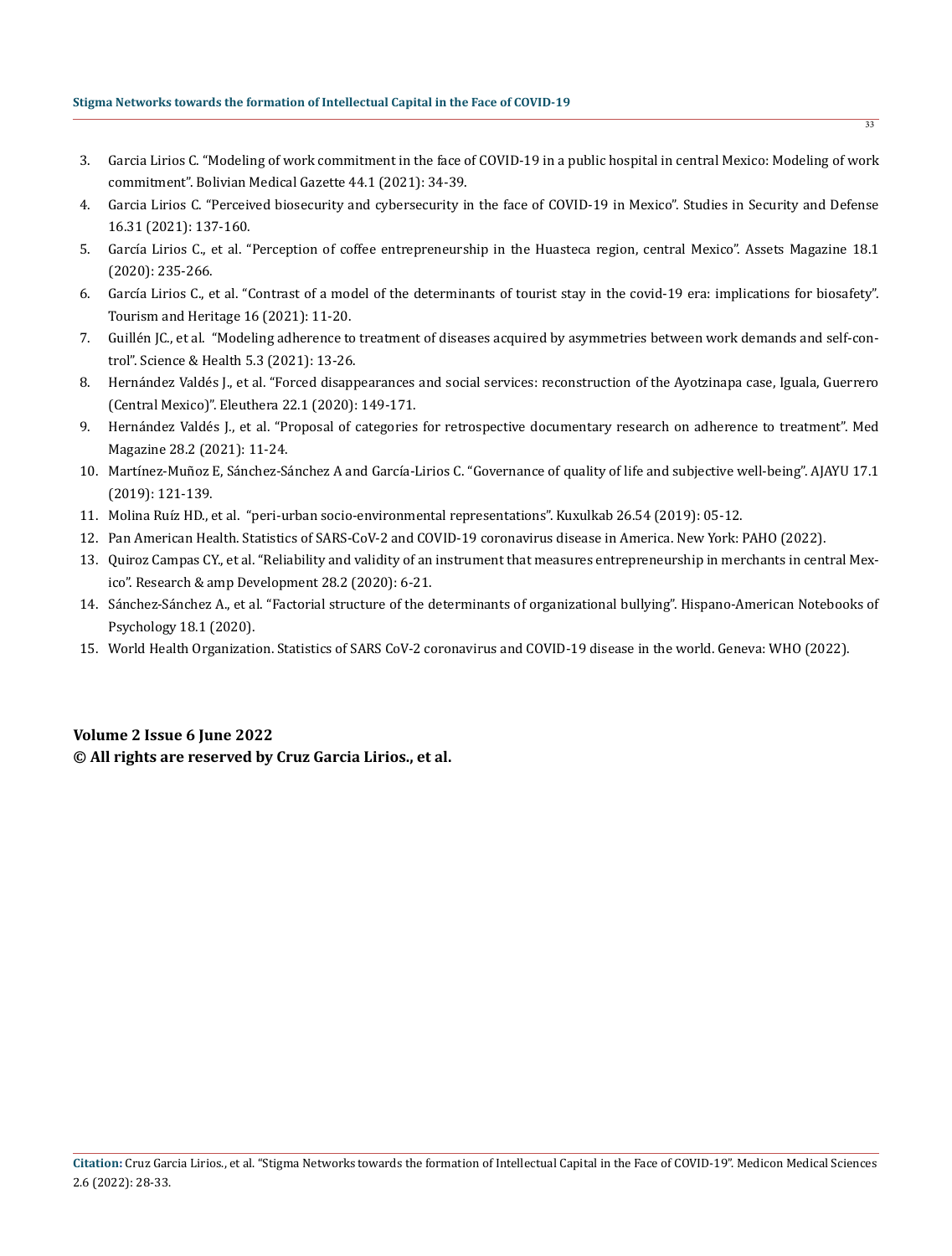3. Garcia Lirios C. "Modeling of work commitment in the face of COVID-19 in a public hospital in central Mexico: Modeling of work commitment". Bolivian Medical Gazette 44.1 (2021): 34-39.
4. Garcia Lirios C. "Perceived biosecurity and cybersecurity in the face of COVID-19 in Mexico". Studies in Security and Defense 16.31 (2021): 137-160.
5. García Lirios C., et al. "Perception of coffee entrepreneurship in the Huasteca region, central Mexico". Assets Magazine 18.1 (2020): 235-266.
6. García Lirios C., et al. "Contrast of a model of the determinants of tourist stay in the covid-19 era: implications for biosafety". Tourism and Heritage 16 (2021): 11-20.
7. Guillén JC., et al. "Modeling adherence to treatment of diseases acquired by asymmetries between work demands and self-control". Science & Health 5.3 (2021): 13-26.
8. Hernández Valdés J., et al. "Forced disappearances and social services: reconstruction of the Ayotzinapa case, Iguala, Guerrero (Central Mexico)". Eleuthera 22.1 (2020): 149-171.
9. Hernández Valdés J., et al. "Proposal of categories for retrospective documentary research on adherence to treatment". Med Magazine 28.2 (2021): 11-24.
10. Martínez-Muñoz E, Sánchez-Sánchez A and García-Lirios C. "Governance of quality of life and subjective well-being". AJAYU 17.1 (2019): 121-139.
11. Molina Ruíz HD., et al. "peri-urban socio-environmental representations". Kuxulkab 26.54 (2019): 05-12.
12. Pan American Health. Statistics of SARS-CoV-2 and COVID-19 coronavirus disease in America. New York: PAHO (2022).
13. Quiroz Campas CY., et al. "Reliability and validity of an instrument that measures entrepreneurship in merchants in central Mexico". Research & amp Development 28.2 (2020): 6-21.
14. Sánchez-Sánchez A., et al. "Factorial structure of the determinants of organizational bullying". Hispano-American Notebooks of Psychology 18.1 (2020).
15. World Health Organization. Statistics of SARS CoV-2 coronavirus and COVID-19 disease in the world. Geneva: WHO (2022).

**Volume 2 Issue 6 June 2022**
**© All rights are reserved by Cruz Garcia Lirios., et al.**